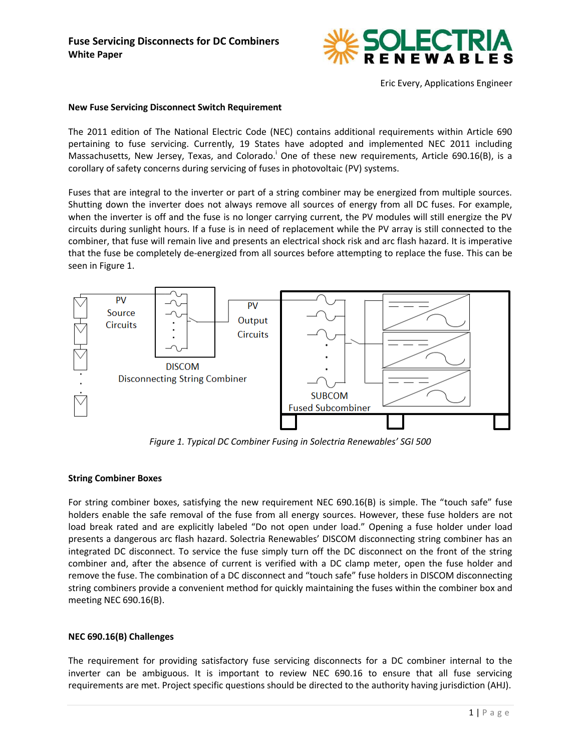**Fuse Servicing Disconnects for DC Combiners**
**White Paper**

Eric Every, Applications Engineer

**New Fuse Servicing Disconnect Switch Requirement**

The 2011 edition of The National Electric Code (NEC) contains additional requirements within Article 690 pertaining to fuse servicing. Currently, 19 States have adopted and implemented NEC 2011 including Massachusetts, New Jersey, Texas, and Colorado.[i] One of these new requirements, Article 690.16(B), is a corollary of safety concerns during servicing of fuses in photovoltaic (PV) systems.

Fuses that are integral to the inverter or part of a string combiner may be energized from multiple sources. Shutting down the inverter does not always remove all sources of energy from all DC fuses. For example, when the inverter is off and the fuse is no longer carrying current, the PV modules will still energize the PV circuits during sunlight hours. If a fuse is in need of replacement while the PV array is still connected to the combiner, that fuse will remain live and presents an electrical shock risk and arc flash hazard. It is imperative that the fuse be completely de-energized from all sources before attempting to replace the fuse. This can be seen in Figure 1.

PV Source Circuits | DISCOM Disconnecting String Combiner | PV Output Circuits | SUBCOM Fused Subcombiner

*Figure 1. Typical DC Combiner Fusing in Solectria Renewables' SGI 500*

**String Combiner Boxes**

For string combiner boxes, satisfying the new requirement NEC 690.16(B) is simple. The "touch safe" fuse holders enable the safe removal of the fuse from all energy sources. However, these fuse holders are not load break rated and are explicitly labeled "Do not open under load." Opening a fuse holder under load presents a dangerous arc flash hazard. Solectria Renewables' DISCOM disconnecting string combiner has an integrated DC disconnect. To service the fuse simply turn off the DC disconnect on the front of the string combiner and, after the absence of current is verified with a DC clamp meter, open the fuse holder and remove the fuse. The combination of a DC disconnect and "touch safe" fuse holders in DISCOM disconnecting string combiners provide a convenient method for quickly maintaining the fuses within the combiner box and meeting NEC 690.16(B).

**NEC 690.16(B) Challenges**

The requirement for providing satisfactory fuse servicing disconnects for a DC combiner internal to the inverter can be ambiguous. It is important to review NEC 690.16 to ensure that all fuse servicing requirements are met. Project specific questions should be directed to the authority having jurisdiction (AHJ).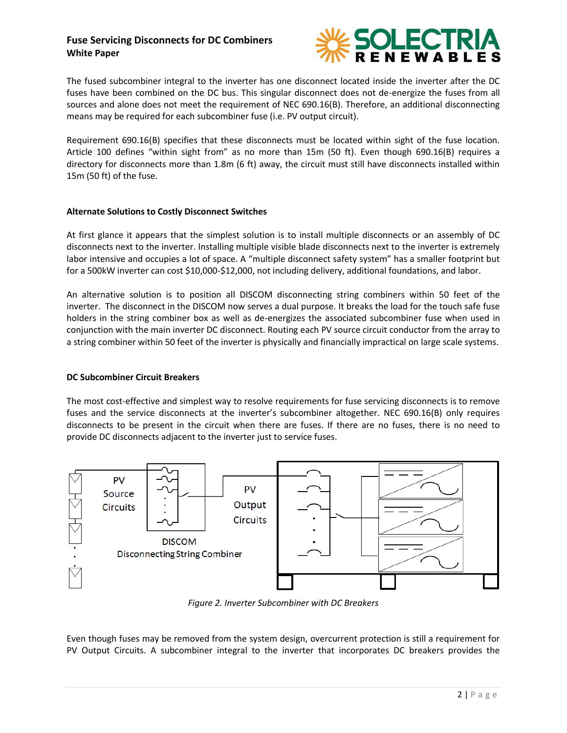The fused subcombiner integral to the inverter has one disconnect located inside the inverter after the DC fuses have been combined on the DC bus. This singular disconnect does not de-energize the fuses from all sources and alone does not meet the requirement of NEC 690.16(B). Therefore, an additional disconnecting means may be required for each subcombiner fuse (i.e. PV output circuit).

Requirement 690.16(B) specifies that these disconnects must be located within sight of the fuse location. Article 100 defines "within sight from" as no more than 15m (50 ft). Even though 690.16(B) requires a directory for disconnects more than 1.8m (6 ft) away, the circuit must still have disconnects installed within 15m (50 ft) of the fuse.

### Alternate Solutions to Costly Disconnect Switches

At first glance it appears that the simplest solution is to install multiple disconnects or an assembly of DC disconnects next to the inverter. Installing multiple visible blade disconnects next to the inverter is extremely labor intensive and occupies a lot of space. A "multiple disconnect safety system" has a smaller footprint but for a 500kW inverter can cost $10,000-$12,000, not including delivery, additional foundations, and labor.

An alternative solution is to position all DISCOM disconnecting string combiners within 50 feet of the inverter. The disconnect in the DISCOM now serves a dual purpose. It breaks the load for the touch safe fuse holders in the string combiner box as well as de-energizes the associated subcombiner fuse when used in conjunction with the main inverter DC disconnect. Routing each PV source circuit conductor from the array to a string combiner within 50 feet of the inverter is physically and financially impractical on large scale systems.

### DC Subcombiner Circuit Breakers

The most cost-effective and simplest way to resolve requirements for fuse servicing disconnects is to remove fuses and the service disconnects at the inverter's subcombiner altogether. NEC 690.16(B) only requires disconnects to be present in the circuit when there are fuses. If there are no fuses, there is no need to provide DC disconnects adjacent to the inverter just to service fuses.

*Figure 2. Inverter Subcombiner with DC Breakers*

Even though fuses may be removed from the system design, overcurrent protection is still a requirement for PV Output Circuits. A subcombiner integral to the inverter that incorporates DC breakers provides the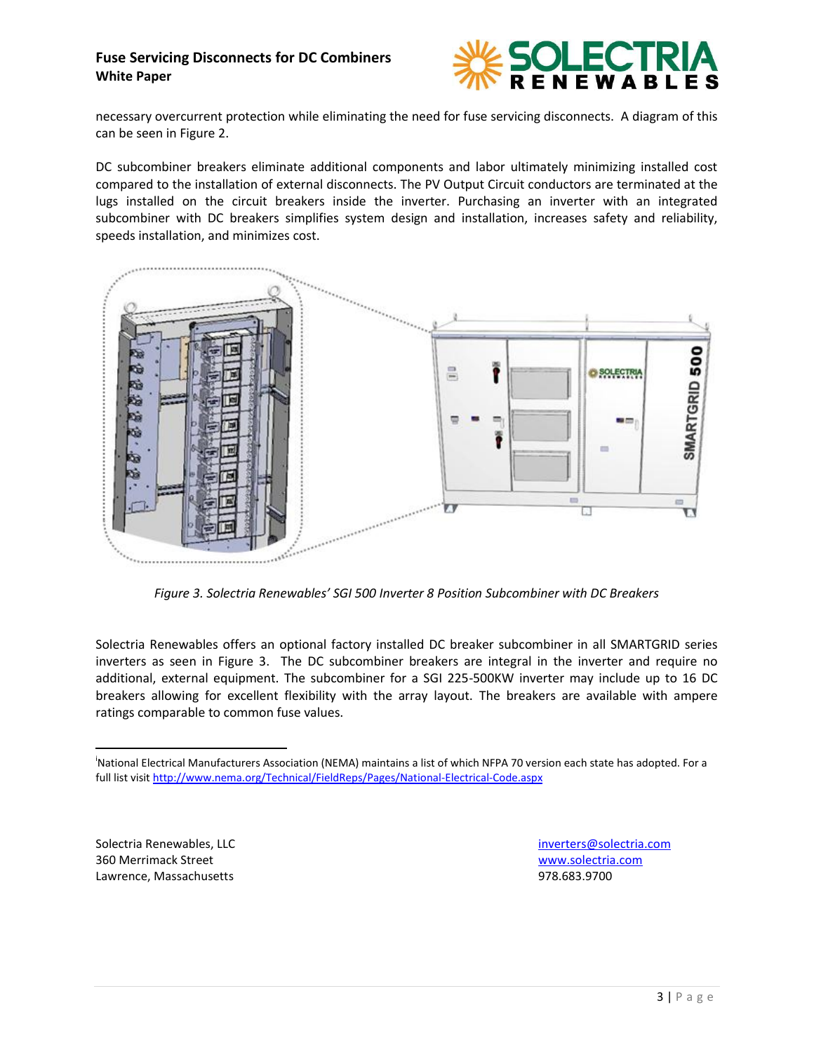necessary overcurrent protection while eliminating the need for fuse servicing disconnects. A diagram of this can be seen in Figure 2.

DC subcombiner breakers eliminate additional components and labor ultimately minimizing installed cost compared to the installation of external disconnects. The PV Output Circuit conductors are terminated at the lugs installed on the circuit breakers inside the inverter. Purchasing an inverter with an integrated subcombiner with DC breakers simplifies system design and installation, increases safety and reliability, speeds installation, and minimizes cost.

*Figure 3. Solectria Renewables' SGI 500 Inverter 8 Position Subcombiner with DC Breakers*

Solectria Renewables offers an optional factory installed DC breaker subcombiner in all SMARTGRID series inverters as seen in Figure 3. The DC subcombiner breakers are integral in the inverter and require no additional, external equipment. The subcombiner for a SGI 225-500KW inverter may include up to 16 DC breakers allowing for excellent flexibility with the array layout. The breakers are available with ampere ratings comparable to common fuse values.

---

[i] National Electrical Manufacturers Association (NEMA) maintains a list of which NFPA 70 version each state has adopted. For a full list visit http://www.nema.org/Technical/FieldReps/Pages/National-Electrical-Code.aspx

Solectria Renewables, LLC
360 Merrimack Street
Lawrence, Massachusetts

inverters@solectria.com
www.solectria.com
978.683.9700